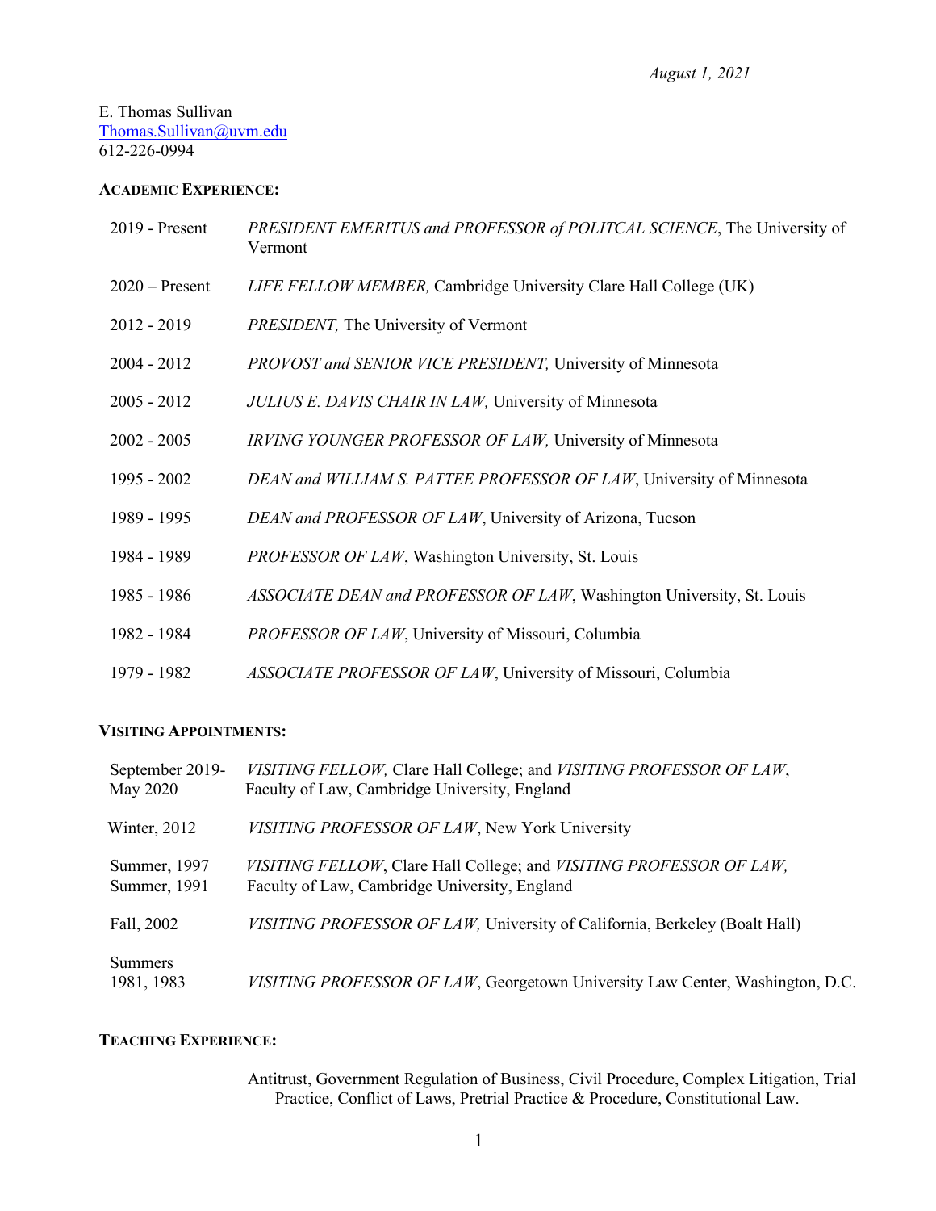*August 1, 2021*

E. Thomas Sullivan
Thomas.Sullivan@uvm.edu
612-226-0994

**ACADEMIC EXPERIENCE:**

| | |
|---|---|
| 2019 - Present | *PRESIDENT EMERITUS and PROFESSOR of POLITCAL SCIENCE*, The University of Vermont |
| 2020 – Present | *LIFE FELLOW MEMBER,* Cambridge University Clare Hall College (UK) |
| 2012 - 2019 | *PRESIDENT,* The University of Vermont |
| 2004 - 2012 | *PROVOST and SENIOR VICE PRESIDENT,* University of Minnesota |
| 2005 - 2012 | *JULIUS E. DAVIS CHAIR IN LAW,* University of Minnesota |
| 2002 - 2005 | *IRVING YOUNGER PROFESSOR OF LAW,* University of Minnesota |
| 1995 - 2002 | *DEAN and WILLIAM S. PATTEE PROFESSOR OF LAW*, University of Minnesota |
| 1989 - 1995 | *DEAN and PROFESSOR OF LAW*, University of Arizona, Tucson |
| 1984 - 1989 | *PROFESSOR OF LAW*, Washington University, St. Louis |
| 1985 - 1986 | *ASSOCIATE DEAN and PROFESSOR OF LAW*, Washington University, St. Louis |
| 1982 - 1984 | *PROFESSOR OF LAW*, University of Missouri, Columbia |
| 1979 - 1982 | *ASSOCIATE PROFESSOR OF LAW*, University of Missouri, Columbia |

**VISITING APPOINTMENTS:**

| | |
|---|---|
| September 2019- May 2020 | *VISITING FELLOW,* Clare Hall College; and *VISITING PROFESSOR OF LAW*, Faculty of Law, Cambridge University, England |
| Winter, 2012 | *VISITING PROFESSOR OF LAW*, New York University |
| Summer, 1997 Summer, 1991 | *VISITING FELLOW*, Clare Hall College; and *VISITING PROFESSOR OF LAW,* Faculty of Law, Cambridge University, England |
| Fall, 2002 | *VISITING PROFESSOR OF LAW,* University of California, Berkeley (Boalt Hall) |
| Summers 1981, 1983 | *VISITING PROFESSOR OF LAW*, Georgetown University Law Center, Washington, D.C. |

**TEACHING EXPERIENCE:**

Antitrust, Government Regulation of Business, Civil Procedure, Complex Litigation, Trial Practice, Conflict of Laws, Pretrial Practice & Procedure, Constitutional Law.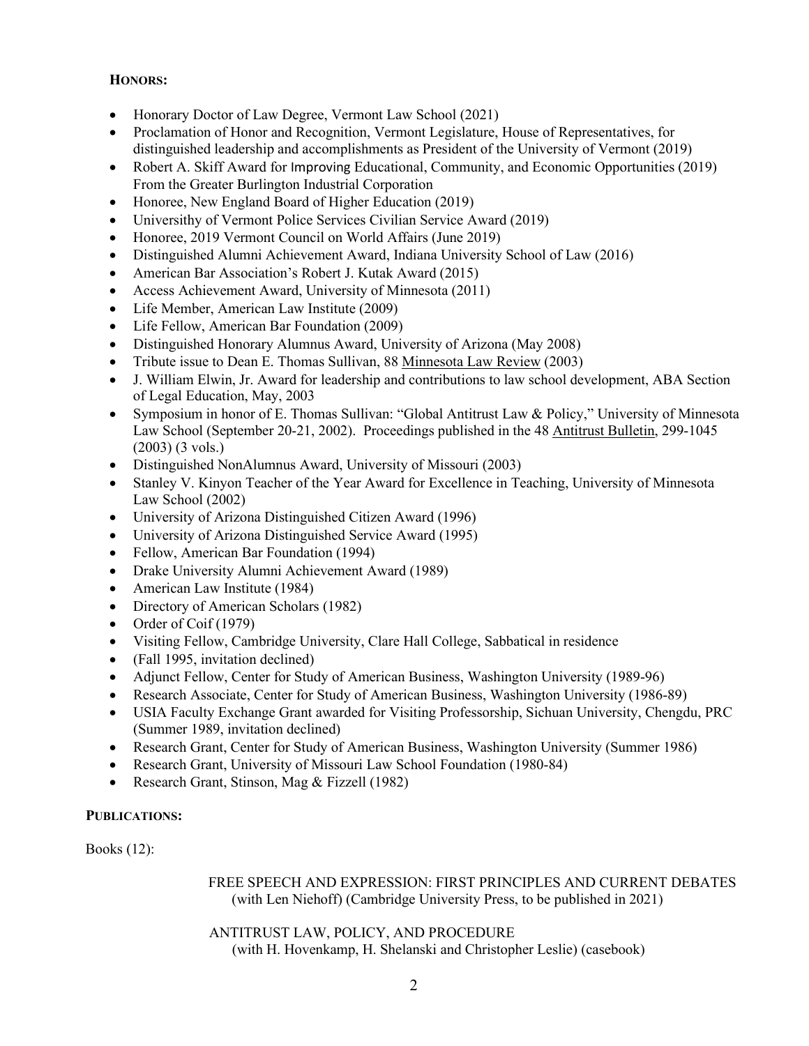**HONORS:**

- Honorary Doctor of Law Degree, Vermont Law School (2021)
- Proclamation of Honor and Recognition, Vermont Legislature, House of Representatives, for distinguished leadership and accomplishments as President of the University of Vermont (2019)
- Robert A. Skiff Award for Improving Educational, Community, and Economic Opportunities (2019) From the Greater Burlington Industrial Corporation
- Honoree, New England Board of Higher Education (2019)
- Universithy of Vermont Police Services Civilian Service Award (2019)
- Honoree, 2019 Vermont Council on World Affairs (June 2019)
- Distinguished Alumni Achievement Award, Indiana University School of Law (2016)
- American Bar Association's Robert J. Kutak Award (2015)
- Access Achievement Award, University of Minnesota (2011)
- Life Member, American Law Institute (2009)
- Life Fellow, American Bar Foundation (2009)
- Distinguished Honorary Alumnus Award, University of Arizona (May 2008)
- Tribute issue to Dean E. Thomas Sullivan, 88 Minnesota Law Review (2003)
- J. William Elwin, Jr. Award for leadership and contributions to law school development, ABA Section of Legal Education, May, 2003
- Symposium in honor of E. Thomas Sullivan: "Global Antitrust Law & Policy," University of Minnesota Law School (September 20-21, 2002). Proceedings published in the 48 Antitrust Bulletin, 299-1045 (2003) (3 vols.)
- Distinguished NonAlumnus Award, University of Missouri (2003)
- Stanley V. Kinyon Teacher of the Year Award for Excellence in Teaching, University of Minnesota Law School (2002)
- University of Arizona Distinguished Citizen Award (1996)
- University of Arizona Distinguished Service Award (1995)
- Fellow, American Bar Foundation (1994)
- Drake University Alumni Achievement Award (1989)
- American Law Institute (1984)
- Directory of American Scholars (1982)
- Order of Coif (1979)
- Visiting Fellow, Cambridge University, Clare Hall College, Sabbatical in residence
- (Fall 1995, invitation declined)
- Adjunct Fellow, Center for Study of American Business, Washington University (1989-96)
- Research Associate, Center for Study of American Business, Washington University (1986-89)
- USIA Faculty Exchange Grant awarded for Visiting Professorship, Sichuan University, Chengdu, PRC (Summer 1989, invitation declined)
- Research Grant, Center for Study of American Business, Washington University (Summer 1986)
- Research Grant, University of Missouri Law School Foundation (1980-84)
- Research Grant, Stinson, Mag & Fizzell (1982)

**PUBLICATIONS:**

Books (12):

FREE SPEECH AND EXPRESSION: FIRST PRINCIPLES AND CURRENT DEBATES (with Len Niehoff) (Cambridge University Press, to be published in 2021)

ANTITRUST LAW, POLICY, AND PROCEDURE (with H. Hovenkamp, H. Shelanski and Christopher Leslie) (casebook)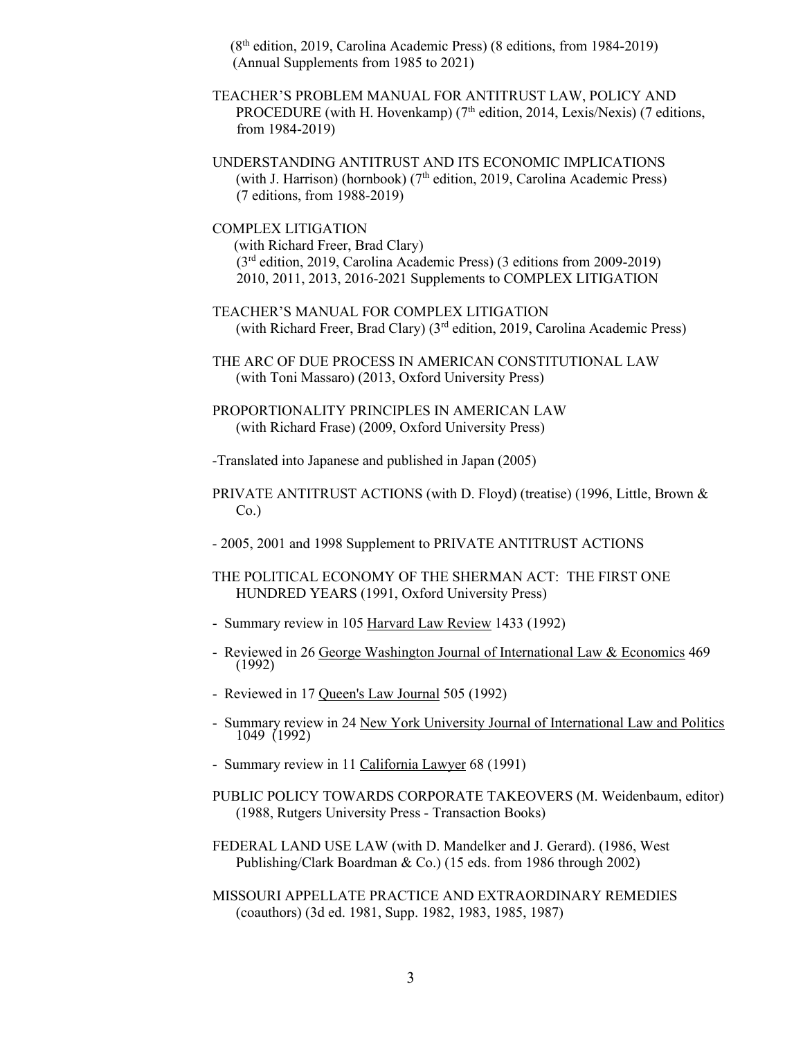(8th edition, 2019, Carolina Academic Press) (8 editions, from 1984-2019) (Annual Supplements from 1985 to 2021)

TEACHER'S PROBLEM MANUAL FOR ANTITRUST LAW, POLICY AND PROCEDURE (with H. Hovenkamp) (7th edition, 2014, Lexis/Nexis) (7 editions, from 1984-2019)

UNDERSTANDING ANTITRUST AND ITS ECONOMIC IMPLICATIONS (with J. Harrison) (hornbook) (7th edition, 2019, Carolina Academic Press) (7 editions, from 1988-2019)

COMPLEX LITIGATION (with Richard Freer, Brad Clary) (3rd edition, 2019, Carolina Academic Press) (3 editions from 2009-2019) 2010, 2011, 2013, 2016-2021 Supplements to COMPLEX LITIGATION

TEACHER'S MANUAL FOR COMPLEX LITIGATION (with Richard Freer, Brad Clary) (3rd edition, 2019, Carolina Academic Press)

THE ARC OF DUE PROCESS IN AMERICAN CONSTITUTIONAL LAW (with Toni Massaro) (2013, Oxford University Press)

PROPORTIONALITY PRINCIPLES IN AMERICAN LAW (with Richard Frase) (2009, Oxford University Press)

-Translated into Japanese and published in Japan (2005)

PRIVATE ANTITRUST ACTIONS (with D. Floyd) (treatise) (1996, Little, Brown & Co.)

- 2005, 2001 and 1998 Supplement to PRIVATE ANTITRUST ACTIONS

THE POLITICAL ECONOMY OF THE SHERMAN ACT: THE FIRST ONE HUNDRED YEARS (1991, Oxford University Press)

- Summary review in 105 Harvard Law Review 1433 (1992)
- Reviewed in 26 George Washington Journal of International Law & Economics 469 (1992)
- Reviewed in 17 Queen's Law Journal 505 (1992)
- Summary review in 24 New York University Journal of International Law and Politics 1049 (1992)
- Summary review in 11 California Lawyer 68 (1991)

PUBLIC POLICY TOWARDS CORPORATE TAKEOVERS (M. Weidenbaum, editor) (1988, Rutgers University Press - Transaction Books)

FEDERAL LAND USE LAW (with D. Mandelker and J. Gerard). (1986, West Publishing/Clark Boardman & Co.) (15 eds. from 1986 through 2002)

MISSOURI APPELLATE PRACTICE AND EXTRAORDINARY REMEDIES (coauthors) (3d ed. 1981, Supp. 1982, 1983, 1985, 1987)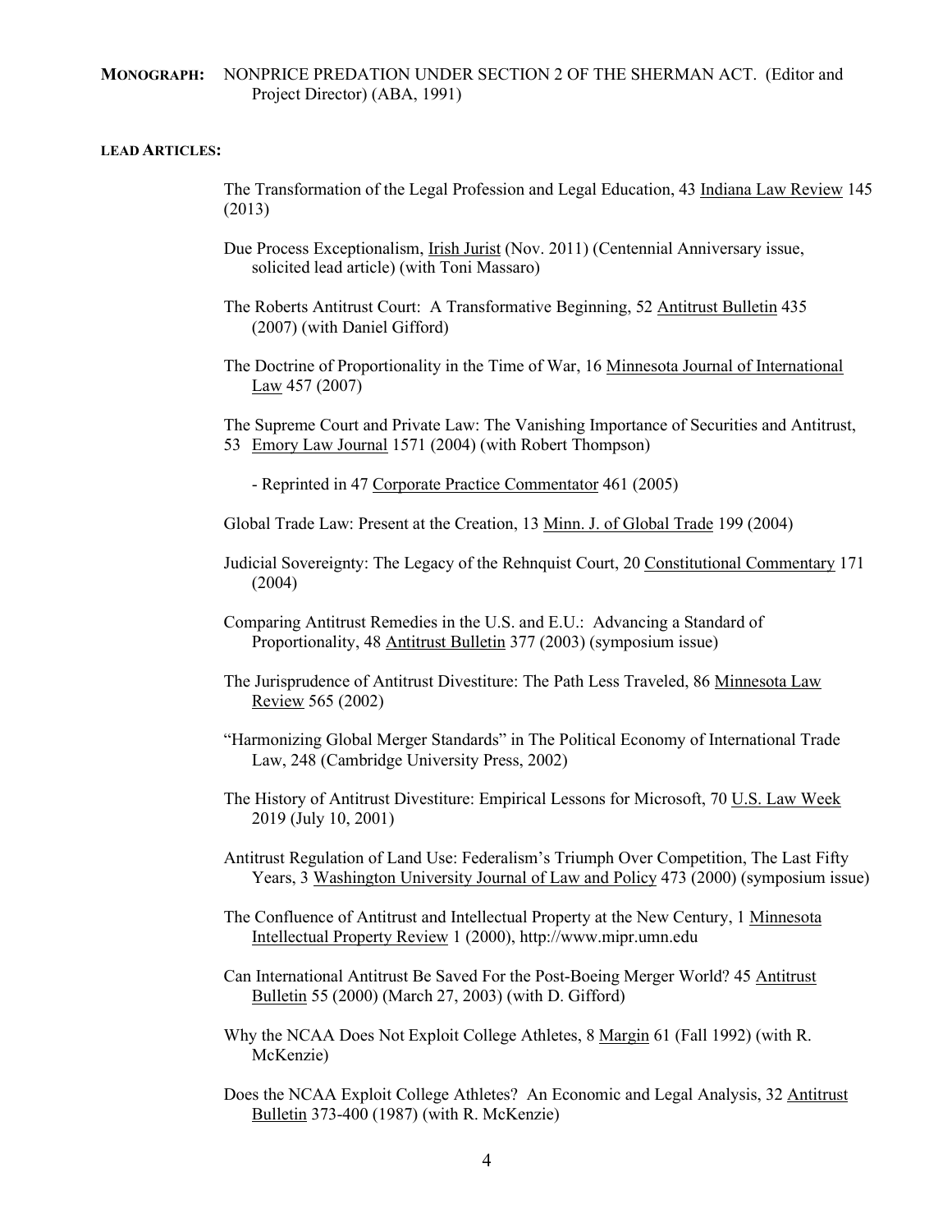**MONOGRAPH:** NONPRICE PREDATION UNDER SECTION 2 OF THE SHERMAN ACT. (Editor and Project Director) (ABA, 1991)

**LEAD ARTICLES:**

The Transformation of the Legal Profession and Legal Education, 43 Indiana Law Review 145 (2013)

Due Process Exceptionalism, Irish Jurist (Nov. 2011) (Centennial Anniversary issue, solicited lead article) (with Toni Massaro)

The Roberts Antitrust Court: A Transformative Beginning, 52 Antitrust Bulletin 435 (2007) (with Daniel Gifford)

The Doctrine of Proportionality in the Time of War, 16 Minnesota Journal of International Law 457 (2007)

The Supreme Court and Private Law: The Vanishing Importance of Securities and Antitrust, 53 Emory Law Journal 1571 (2004) (with Robert Thompson)

- Reprinted in 47 Corporate Practice Commentator 461 (2005)

Global Trade Law: Present at the Creation, 13 Minn. J. of Global Trade 199 (2004)

Judicial Sovereignty: The Legacy of the Rehnquist Court, 20 Constitutional Commentary 171 (2004)

Comparing Antitrust Remedies in the U.S. and E.U.: Advancing a Standard of Proportionality, 48 Antitrust Bulletin 377 (2003) (symposium issue)

The Jurisprudence of Antitrust Divestiture: The Path Less Traveled, 86 Minnesota Law Review 565 (2002)

"Harmonizing Global Merger Standards" in The Political Economy of International Trade Law, 248 (Cambridge University Press, 2002)

The History of Antitrust Divestiture: Empirical Lessons for Microsoft, 70 U.S. Law Week 2019 (July 10, 2001)

Antitrust Regulation of Land Use: Federalism's Triumph Over Competition, The Last Fifty Years, 3 Washington University Journal of Law and Policy 473 (2000) (symposium issue)

The Confluence of Antitrust and Intellectual Property at the New Century, 1 Minnesota Intellectual Property Review 1 (2000), http://www.mipr.umn.edu

Can International Antitrust Be Saved For the Post-Boeing Merger World? 45 Antitrust Bulletin 55 (2000) (March 27, 2003) (with D. Gifford)

Why the NCAA Does Not Exploit College Athletes, 8 Margin 61 (Fall 1992) (with R. McKenzie)

Does the NCAA Exploit College Athletes? An Economic and Legal Analysis, 32 Antitrust Bulletin 373-400 (1987) (with R. McKenzie)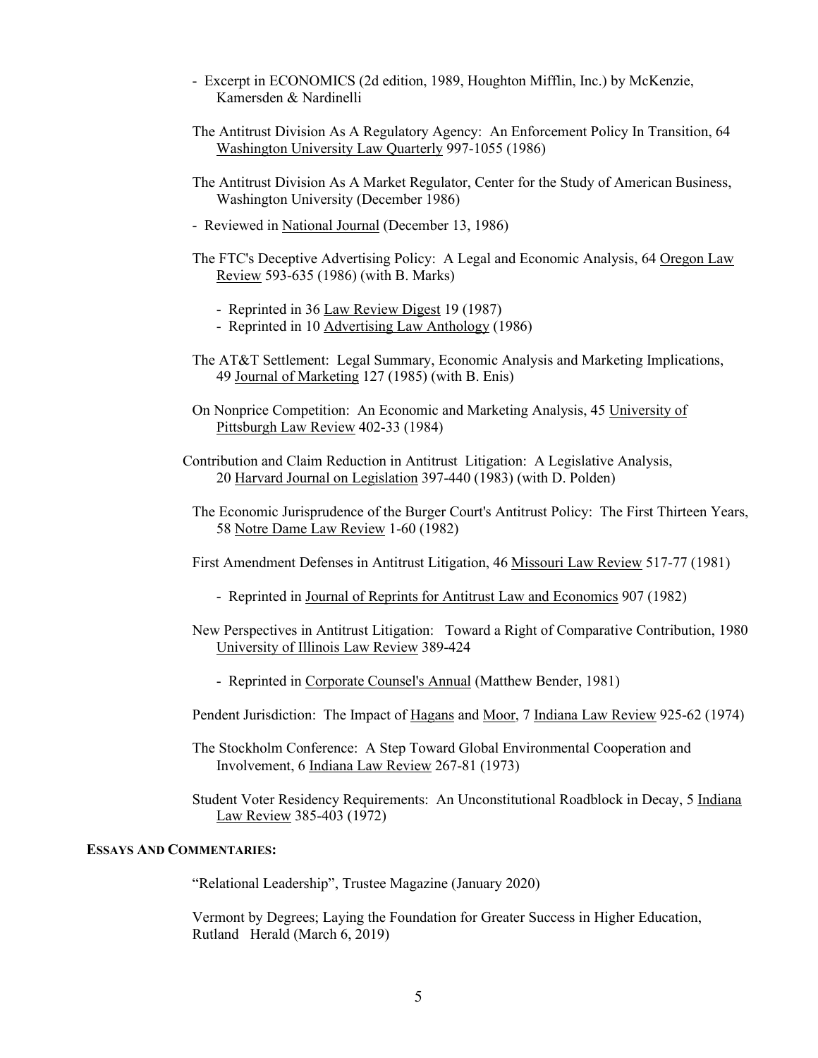- Excerpt in ECONOMICS (2d edition, 1989, Houghton Mifflin, Inc.) by McKenzie, Kamersden & Nardinelli

The Antitrust Division As A Regulatory Agency: An Enforcement Policy In Transition, 64 Washington University Law Quarterly 997-1055 (1986)

The Antitrust Division As A Market Regulator, Center for the Study of American Business, Washington University (December 1986)

- Reviewed in National Journal (December 13, 1986)

The FTC's Deceptive Advertising Policy: A Legal and Economic Analysis, 64 Oregon Law Review 593-635 (1986) (with B. Marks)

- Reprinted in 36 Law Review Digest 19 (1987)
- Reprinted in 10 Advertising Law Anthology (1986)

The AT&T Settlement: Legal Summary, Economic Analysis and Marketing Implications, 49 Journal of Marketing 127 (1985) (with B. Enis)

On Nonprice Competition: An Economic and Marketing Analysis, 45 University of Pittsburgh Law Review 402-33 (1984)

Contribution and Claim Reduction in Antitrust Litigation: A Legislative Analysis, 20 Harvard Journal on Legislation 397-440 (1983) (with D. Polden)

The Economic Jurisprudence of the Burger Court's Antitrust Policy: The First Thirteen Years, 58 Notre Dame Law Review 1-60 (1982)

First Amendment Defenses in Antitrust Litigation, 46 Missouri Law Review 517-77 (1981)

- Reprinted in Journal of Reprints for Antitrust Law and Economics 907 (1982)

New Perspectives in Antitrust Litigation: Toward a Right of Comparative Contribution, 1980 University of Illinois Law Review 389-424

- Reprinted in Corporate Counsel's Annual (Matthew Bender, 1981)

Pendent Jurisdiction: The Impact of Hagans and Moor, 7 Indiana Law Review 925-62 (1974)

The Stockholm Conference: A Step Toward Global Environmental Cooperation and Involvement, 6 Indiana Law Review 267-81 (1973)

Student Voter Residency Requirements: An Unconstitutional Roadblock in Decay, 5 Indiana Law Review 385-403 (1972)

**ESSAYS AND COMMENTARIES:**

"Relational Leadership", Trustee Magazine (January 2020)

Vermont by Degrees; Laying the Foundation for Greater Success in Higher Education, Rutland Herald (March 6, 2019)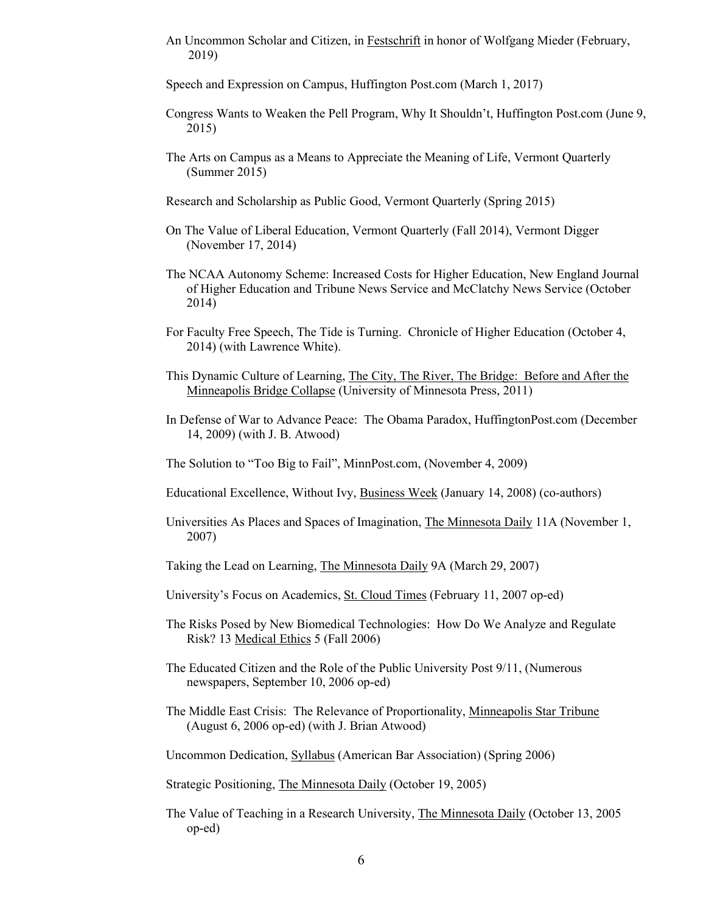An Uncommon Scholar and Citizen, in Festschrift in honor of Wolfgang Mieder (February, 2019)

Speech and Expression on Campus, Huffington Post.com (March 1, 2017)

Congress Wants to Weaken the Pell Program, Why It Shouldn't, Huffington Post.com (June 9, 2015)

The Arts on Campus as a Means to Appreciate the Meaning of Life, Vermont Quarterly (Summer 2015)

Research and Scholarship as Public Good, Vermont Quarterly (Spring 2015)

On The Value of Liberal Education, Vermont Quarterly (Fall 2014), Vermont Digger (November 17, 2014)

The NCAA Autonomy Scheme: Increased Costs for Higher Education, New England Journal of Higher Education and Tribune News Service and McClatchy News Service (October 2014)

For Faculty Free Speech, The Tide is Turning. Chronicle of Higher Education (October 4, 2014) (with Lawrence White).

This Dynamic Culture of Learning, The City, The River, The Bridge: Before and After the Minneapolis Bridge Collapse (University of Minnesota Press, 2011)

In Defense of War to Advance Peace: The Obama Paradox, HuffingtonPost.com (December 14, 2009) (with J. B. Atwood)

The Solution to "Too Big to Fail", MinnPost.com, (November 4, 2009)

Educational Excellence, Without Ivy, Business Week (January 14, 2008) (co-authors)

Universities As Places and Spaces of Imagination, The Minnesota Daily 11A (November 1, 2007)

Taking the Lead on Learning, The Minnesota Daily 9A (March 29, 2007)

University's Focus on Academics, St. Cloud Times (February 11, 2007 op-ed)

The Risks Posed by New Biomedical Technologies: How Do We Analyze and Regulate Risk? 13 Medical Ethics 5 (Fall 2006)

The Educated Citizen and the Role of the Public University Post 9/11, (Numerous newspapers, September 10, 2006 op-ed)

The Middle East Crisis: The Relevance of Proportionality, Minneapolis Star Tribune (August 6, 2006 op-ed) (with J. Brian Atwood)

Uncommon Dedication, Syllabus (American Bar Association) (Spring 2006)

Strategic Positioning, The Minnesota Daily (October 19, 2005)

The Value of Teaching in a Research University, The Minnesota Daily (October 13, 2005 op-ed)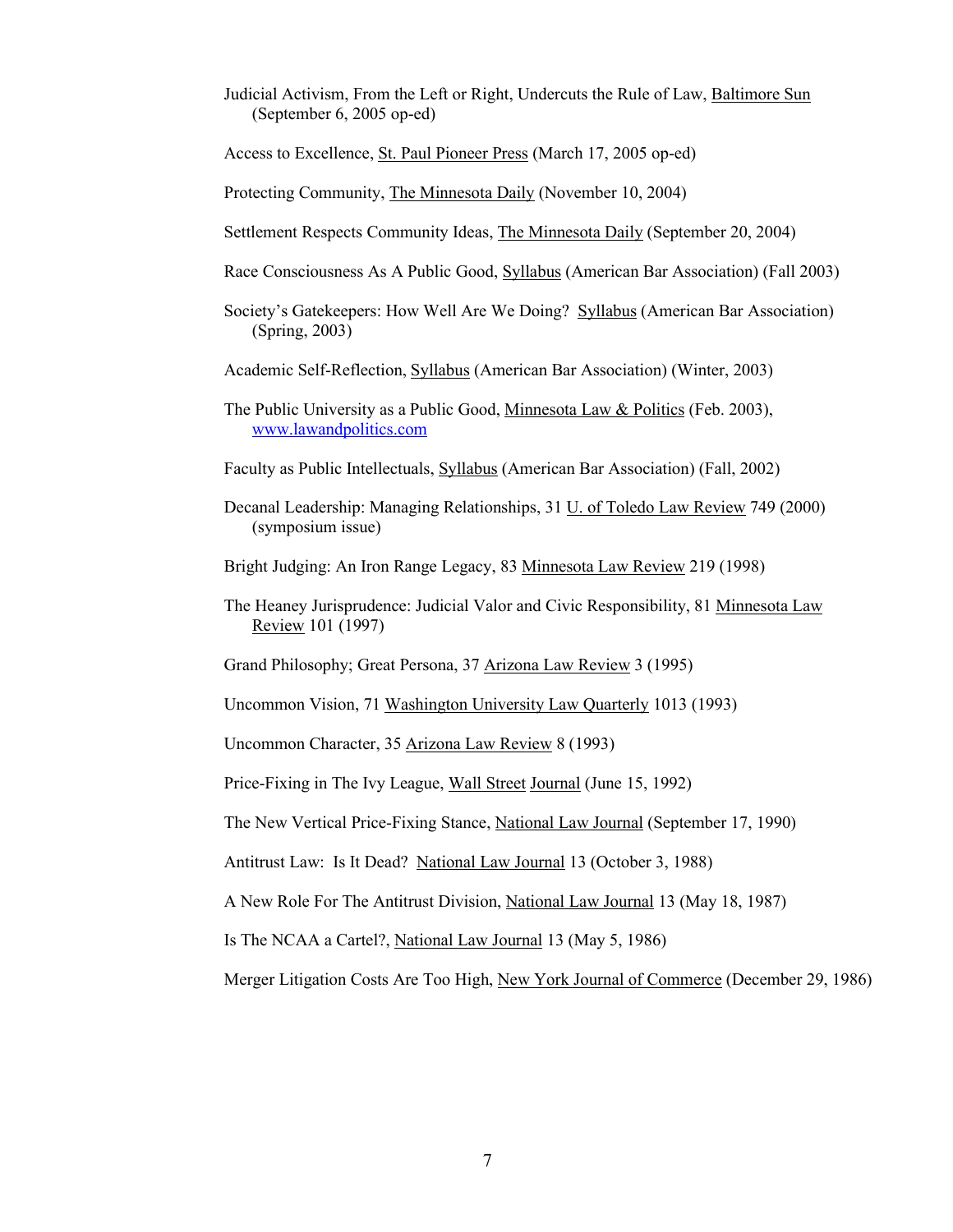Judicial Activism, From the Left or Right, Undercuts the Rule of Law, Baltimore Sun (September 6, 2005 op-ed)

Access to Excellence, St. Paul Pioneer Press (March 17, 2005 op-ed)

Protecting Community, The Minnesota Daily (November 10, 2004)

Settlement Respects Community Ideas, The Minnesota Daily (September 20, 2004)

Race Consciousness As A Public Good, Syllabus (American Bar Association) (Fall 2003)

Society's Gatekeepers: How Well Are We Doing? Syllabus (American Bar Association) (Spring, 2003)

Academic Self-Reflection, Syllabus (American Bar Association) (Winter, 2003)

The Public University as a Public Good, Minnesota Law & Politics (Feb. 2003), www.lawandpolitics.com

Faculty as Public Intellectuals, Syllabus (American Bar Association) (Fall, 2002)

Decanal Leadership: Managing Relationships, 31 U. of Toledo Law Review 749 (2000) (symposium issue)

Bright Judging: An Iron Range Legacy, 83 Minnesota Law Review 219 (1998)

The Heaney Jurisprudence: Judicial Valor and Civic Responsibility, 81 Minnesota Law Review 101 (1997)

Grand Philosophy; Great Persona, 37 Arizona Law Review 3 (1995)

Uncommon Vision, 71 Washington University Law Quarterly 1013 (1993)

Uncommon Character, 35 Arizona Law Review 8 (1993)

Price-Fixing in The Ivy League, Wall Street Journal (June 15, 1992)

The New Vertical Price-Fixing Stance, National Law Journal (September 17, 1990)

Antitrust Law: Is It Dead? National Law Journal 13 (October 3, 1988)

A New Role For The Antitrust Division, National Law Journal 13 (May 18, 1987)

Is The NCAA a Cartel?, National Law Journal 13 (May 5, 1986)

Merger Litigation Costs Are Too High, New York Journal of Commerce (December 29, 1986)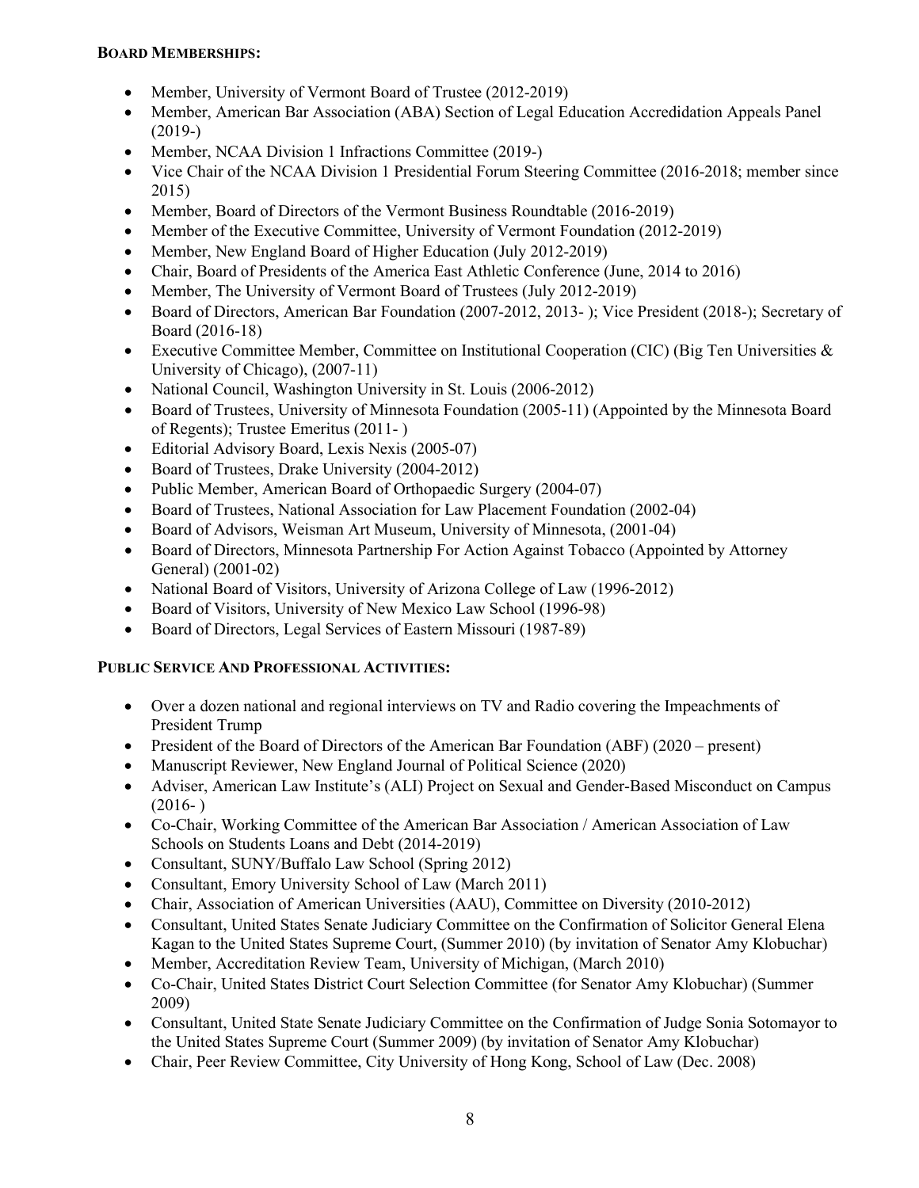**BOARD MEMBERSHIPS:**

- Member, University of Vermont Board of Trustee (2012-2019)
- Member, American Bar Association (ABA) Section of Legal Education Accredidation Appeals Panel (2019-)
- Member, NCAA Division 1 Infractions Committee (2019-)
- Vice Chair of the NCAA Division 1 Presidential Forum Steering Committee (2016-2018; member since 2015)
- Member, Board of Directors of the Vermont Business Roundtable (2016-2019)
- Member of the Executive Committee, University of Vermont Foundation (2012-2019)
- Member, New England Board of Higher Education (July 2012-2019)
- Chair, Board of Presidents of the America East Athletic Conference (June, 2014 to 2016)
- Member, The University of Vermont Board of Trustees (July 2012-2019)
- Board of Directors, American Bar Foundation (2007-2012, 2013- ); Vice President (2018-); Secretary of Board (2016-18)
- Executive Committee Member, Committee on Institutional Cooperation (CIC) (Big Ten Universities & University of Chicago), (2007-11)
- National Council, Washington University in St. Louis (2006-2012)
- Board of Trustees, University of Minnesota Foundation (2005-11) (Appointed by the Minnesota Board of Regents); Trustee Emeritus (2011- )
- Editorial Advisory Board, Lexis Nexis (2005-07)
- Board of Trustees, Drake University (2004-2012)
- Public Member, American Board of Orthopaedic Surgery (2004-07)
- Board of Trustees, National Association for Law Placement Foundation (2002-04)
- Board of Advisors, Weisman Art Museum, University of Minnesota, (2001-04)
- Board of Directors, Minnesota Partnership For Action Against Tobacco (Appointed by Attorney General) (2001-02)
- National Board of Visitors, University of Arizona College of Law (1996-2012)
- Board of Visitors, University of New Mexico Law School (1996-98)
- Board of Directors, Legal Services of Eastern Missouri (1987-89)

**PUBLIC SERVICE AND PROFESSIONAL ACTIVITIES:**

- Over a dozen national and regional interviews on TV and Radio covering the Impeachments of President Trump
- President of the Board of Directors of the American Bar Foundation (ABF) (2020 – present)
- Manuscript Reviewer, New England Journal of Political Science (2020)
- Adviser, American Law Institute's (ALI) Project on Sexual and Gender-Based Misconduct on Campus (2016- )
- Co-Chair, Working Committee of the American Bar Association / American Association of Law Schools on Students Loans and Debt (2014-2019)
- Consultant, SUNY/Buffalo Law School (Spring 2012)
- Consultant, Emory University School of Law (March 2011)
- Chair, Association of American Universities (AAU), Committee on Diversity (2010-2012)
- Consultant, United States Senate Judiciary Committee on the Confirmation of Solicitor General Elena Kagan to the United States Supreme Court, (Summer 2010) (by invitation of Senator Amy Klobuchar)
- Member, Accreditation Review Team, University of Michigan, (March 2010)
- Co-Chair, United States District Court Selection Committee (for Senator Amy Klobuchar) (Summer 2009)
- Consultant, United State Senate Judiciary Committee on the Confirmation of Judge Sonia Sotomayor to the United States Supreme Court (Summer 2009) (by invitation of Senator Amy Klobuchar)
- Chair, Peer Review Committee, City University of Hong Kong, School of Law (Dec. 2008)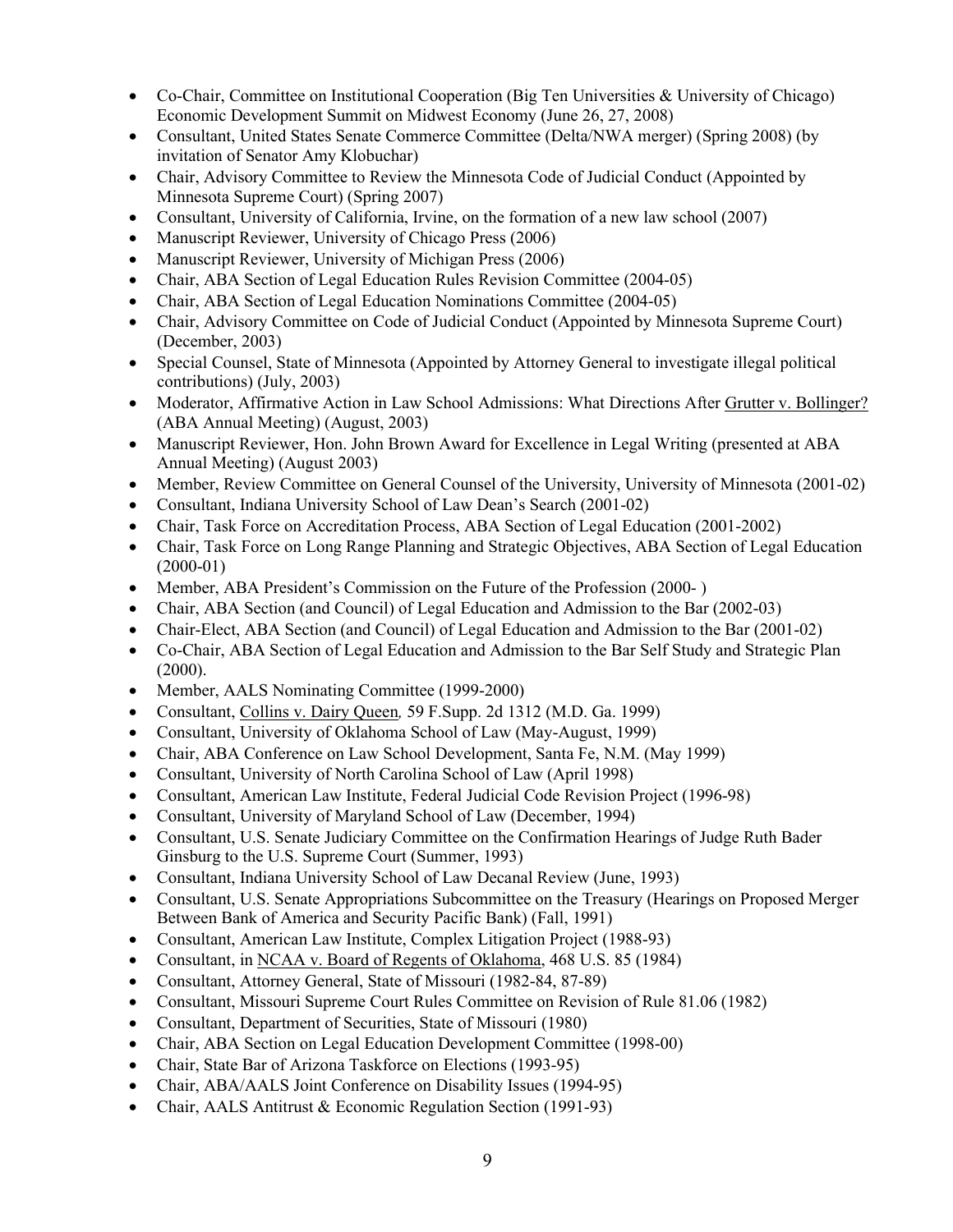- Co-Chair, Committee on Institutional Cooperation (Big Ten Universities & University of Chicago) Economic Development Summit on Midwest Economy (June 26, 27, 2008)
- Consultant, United States Senate Commerce Committee (Delta/NWA merger) (Spring 2008) (by invitation of Senator Amy Klobuchar)
- Chair, Advisory Committee to Review the Minnesota Code of Judicial Conduct (Appointed by Minnesota Supreme Court) (Spring 2007)
- Consultant, University of California, Irvine, on the formation of a new law school (2007)
- Manuscript Reviewer, University of Chicago Press (2006)
- Manuscript Reviewer, University of Michigan Press (2006)
- Chair, ABA Section of Legal Education Rules Revision Committee (2004-05)
- Chair, ABA Section of Legal Education Nominations Committee (2004-05)
- Chair, Advisory Committee on Code of Judicial Conduct (Appointed by Minnesota Supreme Court) (December, 2003)
- Special Counsel, State of Minnesota (Appointed by Attorney General to investigate illegal political contributions) (July, 2003)
- Moderator, Affirmative Action in Law School Admissions: What Directions After Grutter v. Bollinger? (ABA Annual Meeting) (August, 2003)
- Manuscript Reviewer, Hon. John Brown Award for Excellence in Legal Writing (presented at ABA Annual Meeting) (August 2003)
- Member, Review Committee on General Counsel of the University, University of Minnesota (2001-02)
- Consultant, Indiana University School of Law Dean's Search (2001-02)
- Chair, Task Force on Accreditation Process, ABA Section of Legal Education (2001-2002)
- Chair, Task Force on Long Range Planning and Strategic Objectives, ABA Section of Legal Education (2000-01)
- Member, ABA President's Commission on the Future of the Profession (2000- )
- Chair, ABA Section (and Council) of Legal Education and Admission to the Bar (2002-03)
- Chair-Elect, ABA Section (and Council) of Legal Education and Admission to the Bar (2001-02)
- Co-Chair, ABA Section of Legal Education and Admission to the Bar Self Study and Strategic Plan (2000).
- Member, AALS Nominating Committee (1999-2000)
- Consultant, Collins v. Dairy Queen*,* 59 F.Supp. 2d 1312 (M.D. Ga. 1999)
- Consultant, University of Oklahoma School of Law (May-August, 1999)
- Chair, ABA Conference on Law School Development, Santa Fe, N.M. (May 1999)
- Consultant, University of North Carolina School of Law (April 1998)
- Consultant, American Law Institute, Federal Judicial Code Revision Project (1996-98)
- Consultant, University of Maryland School of Law (December, 1994)
- Consultant, U.S. Senate Judiciary Committee on the Confirmation Hearings of Judge Ruth Bader Ginsburg to the U.S. Supreme Court (Summer, 1993)
- Consultant, Indiana University School of Law Decanal Review (June, 1993)
- Consultant, U.S. Senate Appropriations Subcommittee on the Treasury (Hearings on Proposed Merger Between Bank of America and Security Pacific Bank) (Fall, 1991)
- Consultant, American Law Institute, Complex Litigation Project (1988-93)
- Consultant, in NCAA v. Board of Regents of Oklahoma, 468 U.S. 85 (1984)
- Consultant, Attorney General, State of Missouri (1982-84, 87-89)
- Consultant, Missouri Supreme Court Rules Committee on Revision of Rule 81.06 (1982)
- Consultant, Department of Securities, State of Missouri (1980)
- Chair, ABA Section on Legal Education Development Committee (1998-00)
- Chair, State Bar of Arizona Taskforce on Elections (1993-95)
- Chair, ABA/AALS Joint Conference on Disability Issues (1994-95)
- Chair, AALS Antitrust & Economic Regulation Section (1991-93)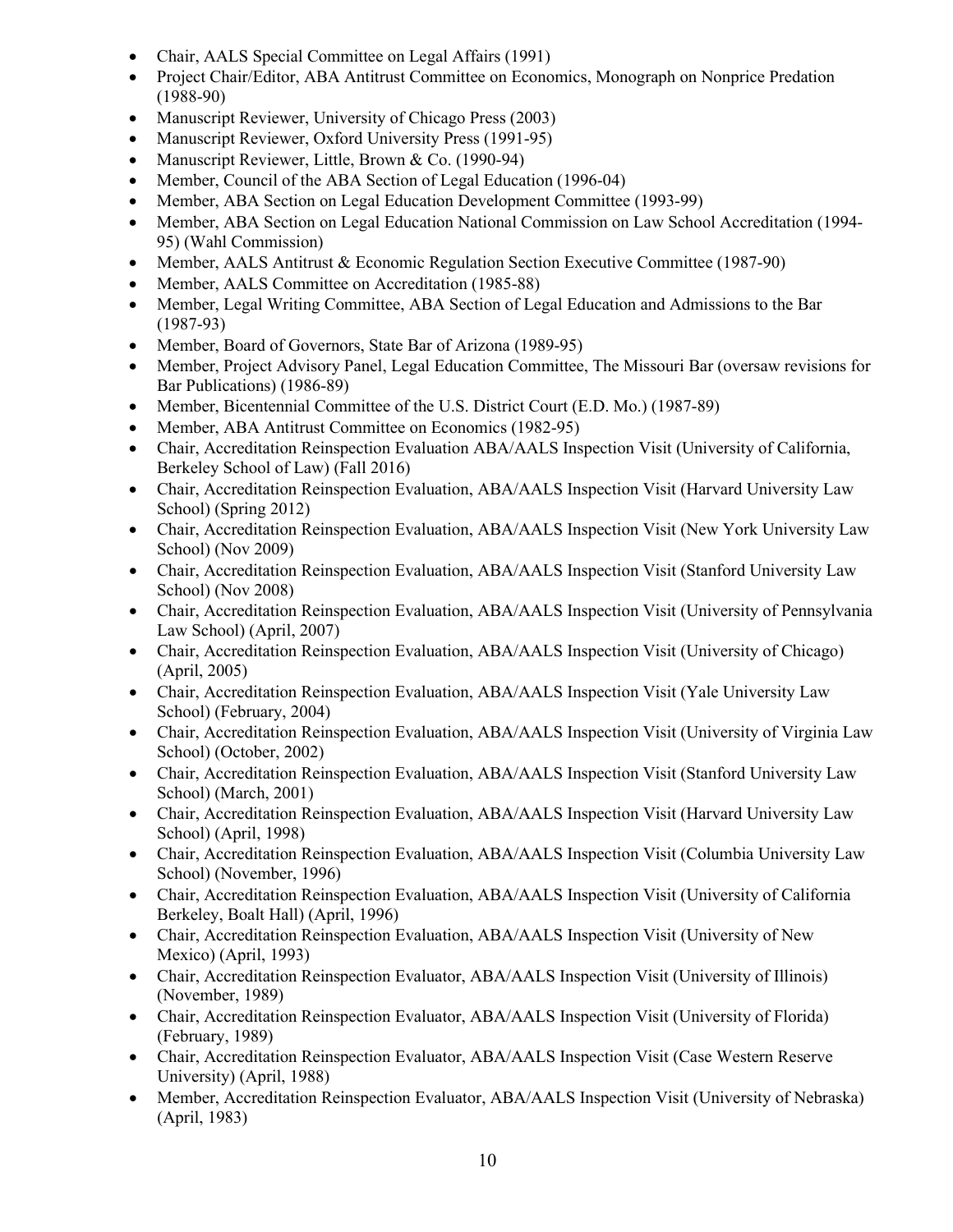- Chair, AALS Special Committee on Legal Affairs (1991)
- Project Chair/Editor, ABA Antitrust Committee on Economics, Monograph on Nonprice Predation (1988-90)
- Manuscript Reviewer, University of Chicago Press (2003)
- Manuscript Reviewer, Oxford University Press (1991-95)
- Manuscript Reviewer, Little, Brown & Co. (1990-94)
- Member, Council of the ABA Section of Legal Education (1996-04)
- Member, ABA Section on Legal Education Development Committee (1993-99)
- Member, ABA Section on Legal Education National Commission on Law School Accreditation (1994-95) (Wahl Commission)
- Member, AALS Antitrust & Economic Regulation Section Executive Committee (1987-90)
- Member, AALS Committee on Accreditation (1985-88)
- Member, Legal Writing Committee, ABA Section of Legal Education and Admissions to the Bar (1987-93)
- Member, Board of Governors, State Bar of Arizona (1989-95)
- Member, Project Advisory Panel, Legal Education Committee, The Missouri Bar (oversaw revisions for Bar Publications) (1986-89)
- Member, Bicentennial Committee of the U.S. District Court (E.D. Mo.) (1987-89)
- Member, ABA Antitrust Committee on Economics (1982-95)
- Chair, Accreditation Reinspection Evaluation ABA/AALS Inspection Visit (University of California, Berkeley School of Law) (Fall 2016)
- Chair, Accreditation Reinspection Evaluation, ABA/AALS Inspection Visit (Harvard University Law School) (Spring 2012)
- Chair, Accreditation Reinspection Evaluation, ABA/AALS Inspection Visit (New York University Law School) (Nov 2009)
- Chair, Accreditation Reinspection Evaluation, ABA/AALS Inspection Visit (Stanford University Law School) (Nov 2008)
- Chair, Accreditation Reinspection Evaluation, ABA/AALS Inspection Visit (University of Pennsylvania Law School) (April, 2007)
- Chair, Accreditation Reinspection Evaluation, ABA/AALS Inspection Visit (University of Chicago) (April, 2005)
- Chair, Accreditation Reinspection Evaluation, ABA/AALS Inspection Visit (Yale University Law School) (February, 2004)
- Chair, Accreditation Reinspection Evaluation, ABA/AALS Inspection Visit (University of Virginia Law School) (October, 2002)
- Chair, Accreditation Reinspection Evaluation, ABA/AALS Inspection Visit (Stanford University Law School) (March, 2001)
- Chair, Accreditation Reinspection Evaluation, ABA/AALS Inspection Visit (Harvard University Law School) (April, 1998)
- Chair, Accreditation Reinspection Evaluation, ABA/AALS Inspection Visit (Columbia University Law School) (November, 1996)
- Chair, Accreditation Reinspection Evaluation, ABA/AALS Inspection Visit (University of California Berkeley, Boalt Hall) (April, 1996)
- Chair, Accreditation Reinspection Evaluation, ABA/AALS Inspection Visit (University of New Mexico) (April, 1993)
- Chair, Accreditation Reinspection Evaluator, ABA/AALS Inspection Visit (University of Illinois) (November, 1989)
- Chair, Accreditation Reinspection Evaluator, ABA/AALS Inspection Visit (University of Florida) (February, 1989)
- Chair, Accreditation Reinspection Evaluator, ABA/AALS Inspection Visit (Case Western Reserve University) (April, 1988)
- Member, Accreditation Reinspection Evaluator, ABA/AALS Inspection Visit (University of Nebraska) (April, 1983)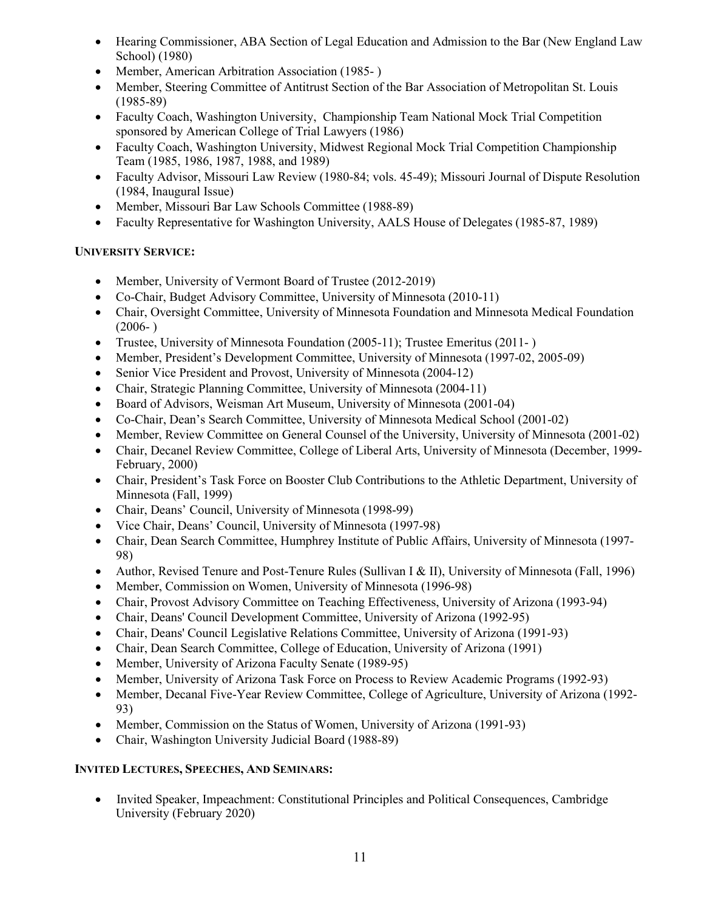- Hearing Commissioner, ABA Section of Legal Education and Admission to the Bar (New England Law School) (1980)
- Member, American Arbitration Association (1985- )
- Member, Steering Committee of Antitrust Section of the Bar Association of Metropolitan St. Louis (1985-89)
- Faculty Coach, Washington University, Championship Team National Mock Trial Competition sponsored by American College of Trial Lawyers (1986)
- Faculty Coach, Washington University, Midwest Regional Mock Trial Competition Championship Team (1985, 1986, 1987, 1988, and 1989)
- Faculty Advisor, Missouri Law Review (1980-84; vols. 45-49); Missouri Journal of Dispute Resolution (1984, Inaugural Issue)
- Member, Missouri Bar Law Schools Committee (1988-89)
- Faculty Representative for Washington University, AALS House of Delegates (1985-87, 1989)

**UNIVERSITY SERVICE:**

- Member, University of Vermont Board of Trustee (2012-2019)
- Co-Chair, Budget Advisory Committee, University of Minnesota (2010-11)
- Chair, Oversight Committee, University of Minnesota Foundation and Minnesota Medical Foundation (2006- )
- Trustee, University of Minnesota Foundation (2005-11); Trustee Emeritus (2011- )
- Member, President's Development Committee, University of Minnesota (1997-02, 2005-09)
- Senior Vice President and Provost, University of Minnesota (2004-12)
- Chair, Strategic Planning Committee, University of Minnesota (2004-11)
- Board of Advisors, Weisman Art Museum, University of Minnesota (2001-04)
- Co-Chair, Dean's Search Committee, University of Minnesota Medical School (2001-02)
- Member, Review Committee on General Counsel of the University, University of Minnesota (2001-02)
- Chair, Decanel Review Committee, College of Liberal Arts, University of Minnesota (December, 1999-February, 2000)
- Chair, President's Task Force on Booster Club Contributions to the Athletic Department, University of Minnesota (Fall, 1999)
- Chair, Deans' Council, University of Minnesota (1998-99)
- Vice Chair, Deans' Council, University of Minnesota (1997-98)
- Chair, Dean Search Committee, Humphrey Institute of Public Affairs, University of Minnesota (1997-98)
- Author, Revised Tenure and Post-Tenure Rules (Sullivan I & II), University of Minnesota (Fall, 1996)
- Member, Commission on Women, University of Minnesota (1996-98)
- Chair, Provost Advisory Committee on Teaching Effectiveness, University of Arizona (1993-94)
- Chair, Deans' Council Development Committee, University of Arizona (1992-95)
- Chair, Deans' Council Legislative Relations Committee, University of Arizona (1991-93)
- Chair, Dean Search Committee, College of Education, University of Arizona (1991)
- Member, University of Arizona Faculty Senate (1989-95)
- Member, University of Arizona Task Force on Process to Review Academic Programs (1992-93)
- Member, Decanal Five-Year Review Committee, College of Agriculture, University of Arizona (1992-93)
- Member, Commission on the Status of Women, University of Arizona (1991-93)
- Chair, Washington University Judicial Board (1988-89)

**INVITED LECTURES, SPEECHES, AND SEMINARS:**

- Invited Speaker, Impeachment: Constitutional Principles and Political Consequences, Cambridge University (February 2020)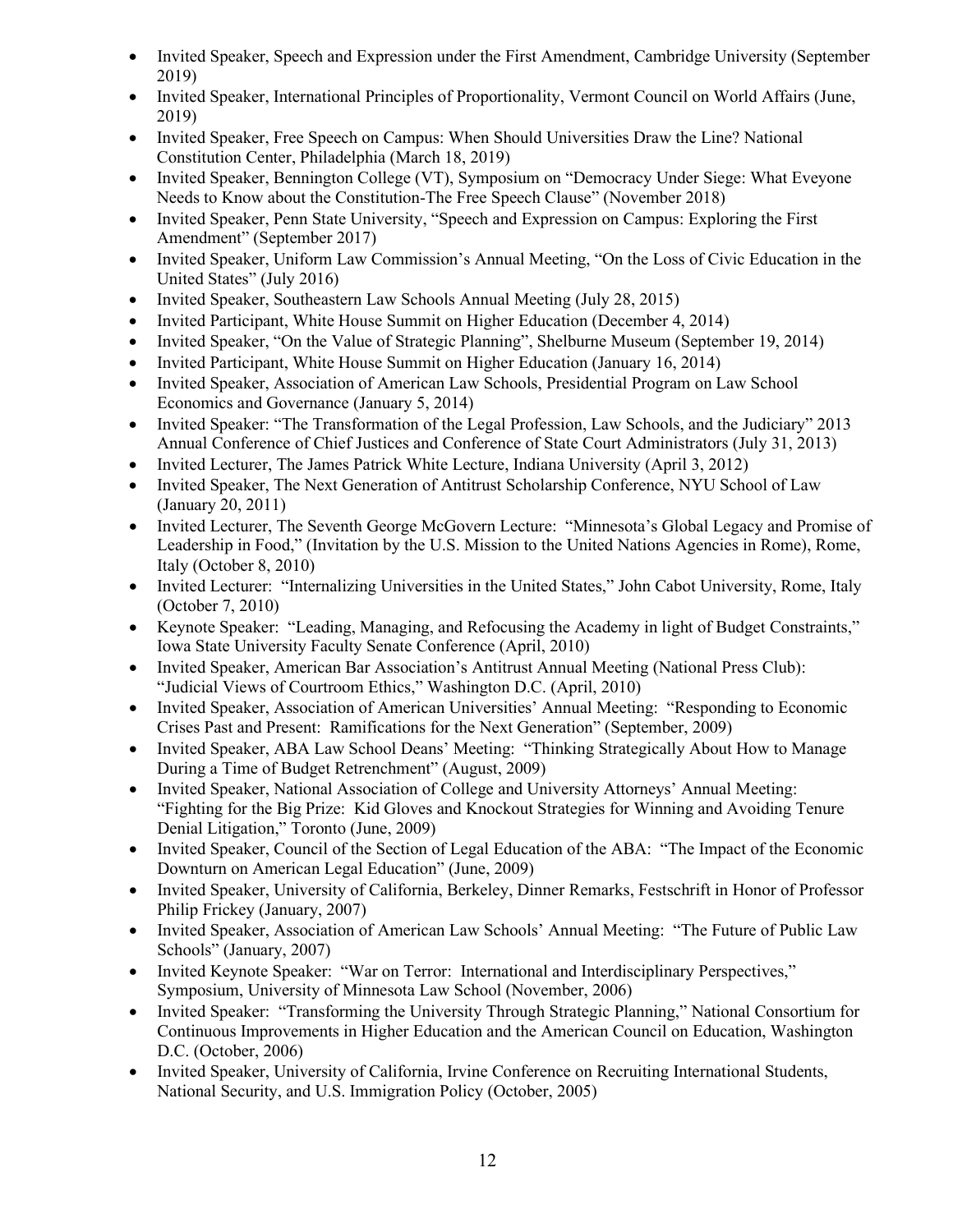- Invited Speaker, Speech and Expression under the First Amendment, Cambridge University (September 2019)
- Invited Speaker, International Principles of Proportionality, Vermont Council on World Affairs (June, 2019)
- Invited Speaker, Free Speech on Campus: When Should Universities Draw the Line? National Constitution Center, Philadelphia (March 18, 2019)
- Invited Speaker, Bennington College (VT), Symposium on "Democracy Under Siege: What Eveyone Needs to Know about the Constitution-The Free Speech Clause" (November 2018)
- Invited Speaker, Penn State University, "Speech and Expression on Campus: Exploring the First Amendment" (September 2017)
- Invited Speaker, Uniform Law Commission's Annual Meeting, "On the Loss of Civic Education in the United States" (July 2016)
- Invited Speaker, Southeastern Law Schools Annual Meeting (July 28, 2015)
- Invited Participant, White House Summit on Higher Education (December 4, 2014)
- Invited Speaker, "On the Value of Strategic Planning", Shelburne Museum (September 19, 2014)
- Invited Participant, White House Summit on Higher Education (January 16, 2014)
- Invited Speaker, Association of American Law Schools, Presidential Program on Law School Economics and Governance (January 5, 2014)
- Invited Speaker: "The Transformation of the Legal Profession, Law Schools, and the Judiciary" 2013 Annual Conference of Chief Justices and Conference of State Court Administrators (July 31, 2013)
- Invited Lecturer, The James Patrick White Lecture, Indiana University (April 3, 2012)
- Invited Speaker, The Next Generation of Antitrust Scholarship Conference, NYU School of Law (January 20, 2011)
- Invited Lecturer, The Seventh George McGovern Lecture: "Minnesota's Global Legacy and Promise of Leadership in Food," (Invitation by the U.S. Mission to the United Nations Agencies in Rome), Rome, Italy (October 8, 2010)
- Invited Lecturer: "Internalizing Universities in the United States," John Cabot University, Rome, Italy (October 7, 2010)
- Keynote Speaker: "Leading, Managing, and Refocusing the Academy in light of Budget Constraints," Iowa State University Faculty Senate Conference (April, 2010)
- Invited Speaker, American Bar Association's Antitrust Annual Meeting (National Press Club): "Judicial Views of Courtroom Ethics," Washington D.C. (April, 2010)
- Invited Speaker, Association of American Universities' Annual Meeting: "Responding to Economic Crises Past and Present: Ramifications for the Next Generation" (September, 2009)
- Invited Speaker, ABA Law School Deans' Meeting: "Thinking Strategically About How to Manage During a Time of Budget Retrenchment" (August, 2009)
- Invited Speaker, National Association of College and University Attorneys' Annual Meeting: "Fighting for the Big Prize: Kid Gloves and Knockout Strategies for Winning and Avoiding Tenure Denial Litigation," Toronto (June, 2009)
- Invited Speaker, Council of the Section of Legal Education of the ABA: "The Impact of the Economic Downturn on American Legal Education" (June, 2009)
- Invited Speaker, University of California, Berkeley, Dinner Remarks, Festschrift in Honor of Professor Philip Frickey (January, 2007)
- Invited Speaker, Association of American Law Schools' Annual Meeting: "The Future of Public Law Schools" (January, 2007)
- Invited Keynote Speaker: "War on Terror: International and Interdisciplinary Perspectives," Symposium, University of Minnesota Law School (November, 2006)
- Invited Speaker: "Transforming the University Through Strategic Planning," National Consortium for Continuous Improvements in Higher Education and the American Council on Education, Washington D.C. (October, 2006)
- Invited Speaker, University of California, Irvine Conference on Recruiting International Students, National Security, and U.S. Immigration Policy (October, 2005)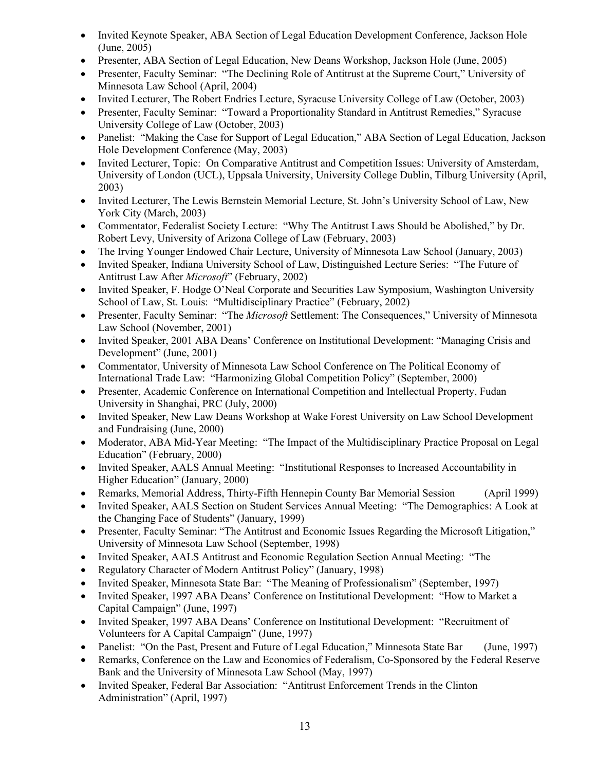- Invited Keynote Speaker, ABA Section of Legal Education Development Conference, Jackson Hole (June, 2005)
- Presenter, ABA Section of Legal Education, New Deans Workshop, Jackson Hole (June, 2005)
- Presenter, Faculty Seminar: "The Declining Role of Antitrust at the Supreme Court," University of Minnesota Law School (April, 2004)
- Invited Lecturer, The Robert Endries Lecture, Syracuse University College of Law (October, 2003)
- Presenter, Faculty Seminar: "Toward a Proportionality Standard in Antitrust Remedies," Syracuse University College of Law (October, 2003)
- Panelist: "Making the Case for Support of Legal Education," ABA Section of Legal Education, Jackson Hole Development Conference (May, 2003)
- Invited Lecturer, Topic: On Comparative Antitrust and Competition Issues: University of Amsterdam, University of London (UCL), Uppsala University, University College Dublin, Tilburg University (April, 2003)
- Invited Lecturer, The Lewis Bernstein Memorial Lecture, St. John's University School of Law, New York City (March, 2003)
- Commentator, Federalist Society Lecture: "Why The Antitrust Laws Should be Abolished," by Dr. Robert Levy, University of Arizona College of Law (February, 2003)
- The Irving Younger Endowed Chair Lecture, University of Minnesota Law School (January, 2003)
- Invited Speaker, Indiana University School of Law, Distinguished Lecture Series: "The Future of Antitrust Law After *Microsoft*" (February, 2002)
- Invited Speaker, F. Hodge O'Neal Corporate and Securities Law Symposium, Washington University School of Law, St. Louis: "Multidisciplinary Practice" (February, 2002)
- Presenter, Faculty Seminar: "The *Microsoft* Settlement: The Consequences," University of Minnesota Law School (November, 2001)
- Invited Speaker, 2001 ABA Deans' Conference on Institutional Development: "Managing Crisis and Development" (June, 2001)
- Commentator, University of Minnesota Law School Conference on The Political Economy of International Trade Law: "Harmonizing Global Competition Policy" (September, 2000)
- Presenter, Academic Conference on International Competition and Intellectual Property, Fudan University in Shanghai, PRC (July, 2000)
- Invited Speaker, New Law Deans Workshop at Wake Forest University on Law School Development and Fundraising (June, 2000)
- Moderator, ABA Mid-Year Meeting: "The Impact of the Multidisciplinary Practice Proposal on Legal Education" (February, 2000)
- Invited Speaker, AALS Annual Meeting: "Institutional Responses to Increased Accountability in Higher Education" (January, 2000)
- Remarks, Memorial Address, Thirty-Fifth Hennepin County Bar Memorial Session (April 1999)
- Invited Speaker, AALS Section on Student Services Annual Meeting: "The Demographics: A Look at the Changing Face of Students" (January, 1999)
- Presenter, Faculty Seminar: "The Antitrust and Economic Issues Regarding the Microsoft Litigation," University of Minnesota Law School (September, 1998)
- Invited Speaker, AALS Antitrust and Economic Regulation Section Annual Meeting: "The
- Regulatory Character of Modern Antitrust Policy" (January, 1998)
- Invited Speaker, Minnesota State Bar: "The Meaning of Professionalism" (September, 1997)
- Invited Speaker, 1997 ABA Deans' Conference on Institutional Development: "How to Market a Capital Campaign" (June, 1997)
- Invited Speaker, 1997 ABA Deans' Conference on Institutional Development: "Recruitment of Volunteers for A Capital Campaign" (June, 1997)
- Panelist: "On the Past, Present and Future of Legal Education," Minnesota State Bar (June, 1997)
- Remarks, Conference on the Law and Economics of Federalism, Co-Sponsored by the Federal Reserve Bank and the University of Minnesota Law School (May, 1997)
- Invited Speaker, Federal Bar Association: "Antitrust Enforcement Trends in the Clinton Administration" (April, 1997)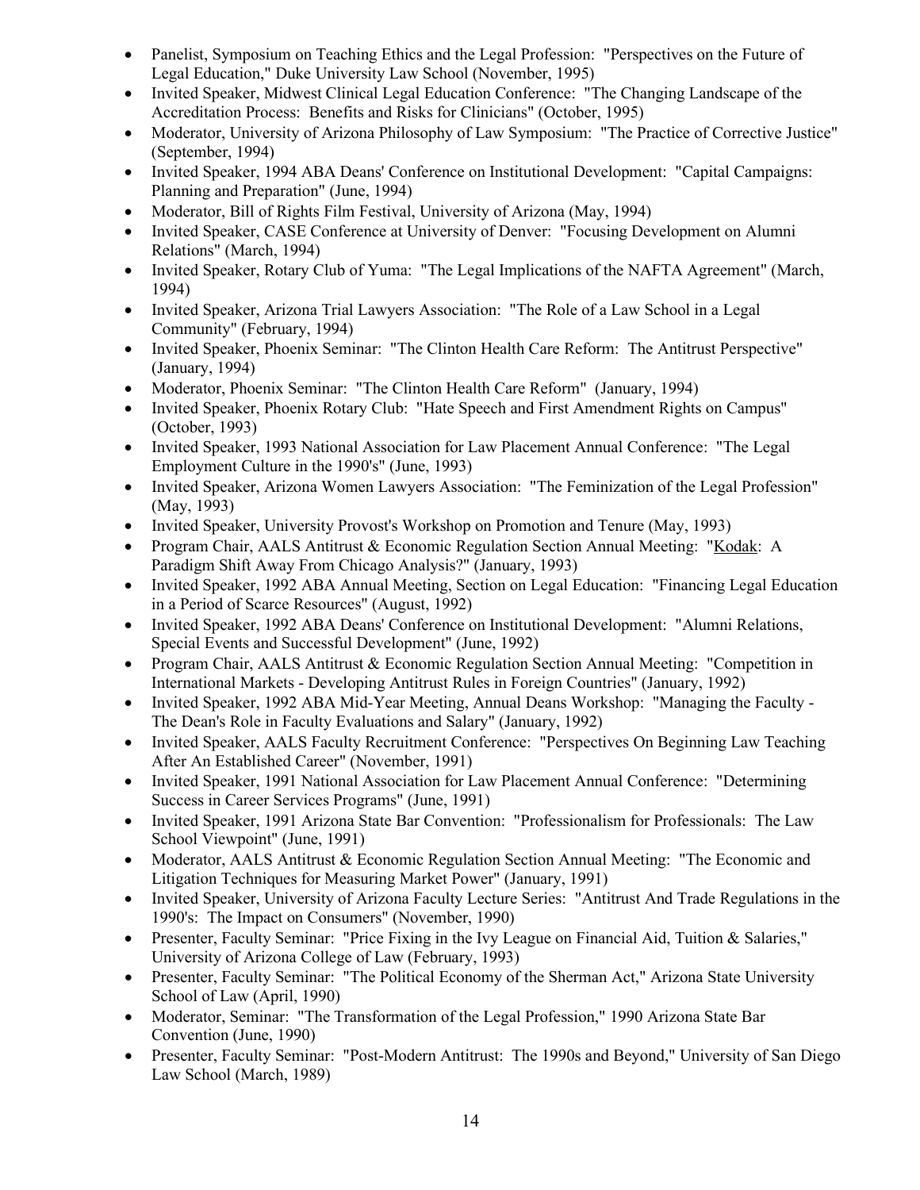- Panelist, Symposium on Teaching Ethics and the Legal Profession: "Perspectives on the Future of Legal Education," Duke University Law School (November, 1995)
- Invited Speaker, Midwest Clinical Legal Education Conference: "The Changing Landscape of the Accreditation Process: Benefits and Risks for Clinicians" (October, 1995)
- Moderator, University of Arizona Philosophy of Law Symposium: "The Practice of Corrective Justice" (September, 1994)
- Invited Speaker, 1994 ABA Deans' Conference on Institutional Development: "Capital Campaigns: Planning and Preparation" (June, 1994)
- Moderator, Bill of Rights Film Festival, University of Arizona (May, 1994)
- Invited Speaker, CASE Conference at University of Denver: "Focusing Development on Alumni Relations" (March, 1994)
- Invited Speaker, Rotary Club of Yuma: "The Legal Implications of the NAFTA Agreement" (March, 1994)
- Invited Speaker, Arizona Trial Lawyers Association: "The Role of a Law School in a Legal Community" (February, 1994)
- Invited Speaker, Phoenix Seminar: "The Clinton Health Care Reform: The Antitrust Perspective" (January, 1994)
- Moderator, Phoenix Seminar: "The Clinton Health Care Reform" (January, 1994)
- Invited Speaker, Phoenix Rotary Club: "Hate Speech and First Amendment Rights on Campus" (October, 1993)
- Invited Speaker, 1993 National Association for Law Placement Annual Conference: "The Legal Employment Culture in the 1990's" (June, 1993)
- Invited Speaker, Arizona Women Lawyers Association: "The Feminization of the Legal Profession" (May, 1993)
- Invited Speaker, University Provost's Workshop on Promotion and Tenure (May, 1993)
- Program Chair, AALS Antitrust & Economic Regulation Section Annual Meeting: "Kodak: A Paradigm Shift Away From Chicago Analysis?" (January, 1993)
- Invited Speaker, 1992 ABA Annual Meeting, Section on Legal Education: "Financing Legal Education in a Period of Scarce Resources" (August, 1992)
- Invited Speaker, 1992 ABA Deans' Conference on Institutional Development: "Alumni Relations, Special Events and Successful Development" (June, 1992)
- Program Chair, AALS Antitrust & Economic Regulation Section Annual Meeting: "Competition in International Markets - Developing Antitrust Rules in Foreign Countries" (January, 1992)
- Invited Speaker, 1992 ABA Mid-Year Meeting, Annual Deans Workshop: "Managing the Faculty - The Dean's Role in Faculty Evaluations and Salary" (January, 1992)
- Invited Speaker, AALS Faculty Recruitment Conference: "Perspectives On Beginning Law Teaching After An Established Career" (November, 1991)
- Invited Speaker, 1991 National Association for Law Placement Annual Conference: "Determining Success in Career Services Programs" (June, 1991)
- Invited Speaker, 1991 Arizona State Bar Convention: "Professionalism for Professionals: The Law School Viewpoint" (June, 1991)
- Moderator, AALS Antitrust & Economic Regulation Section Annual Meeting: "The Economic and Litigation Techniques for Measuring Market Power" (January, 1991)
- Invited Speaker, University of Arizona Faculty Lecture Series: "Antitrust And Trade Regulations in the 1990's: The Impact on Consumers" (November, 1990)
- Presenter, Faculty Seminar: "Price Fixing in the Ivy League on Financial Aid, Tuition & Salaries," University of Arizona College of Law (February, 1993)
- Presenter, Faculty Seminar: "The Political Economy of the Sherman Act," Arizona State University School of Law (April, 1990)
- Moderator, Seminar: "The Transformation of the Legal Profession," 1990 Arizona State Bar Convention (June, 1990)
- Presenter, Faculty Seminar: "Post-Modern Antitrust: The 1990s and Beyond," University of San Diego Law School (March, 1989)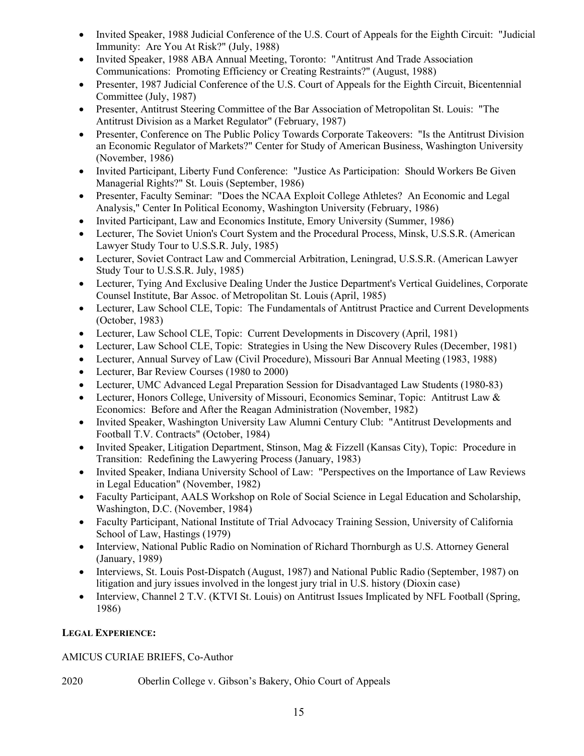- Invited Speaker, 1988 Judicial Conference of the U.S. Court of Appeals for the Eighth Circuit: "Judicial Immunity: Are You At Risk?" (July, 1988)
- Invited Speaker, 1988 ABA Annual Meeting, Toronto: "Antitrust And Trade Association Communications: Promoting Efficiency or Creating Restraints?" (August, 1988)
- Presenter, 1987 Judicial Conference of the U.S. Court of Appeals for the Eighth Circuit, Bicentennial Committee (July, 1987)
- Presenter, Antitrust Steering Committee of the Bar Association of Metropolitan St. Louis: "The Antitrust Division as a Market Regulator" (February, 1987)
- Presenter, Conference on The Public Policy Towards Corporate Takeovers: "Is the Antitrust Division an Economic Regulator of Markets?" Center for Study of American Business, Washington University (November, 1986)
- Invited Participant, Liberty Fund Conference: "Justice As Participation: Should Workers Be Given Managerial Rights?" St. Louis (September, 1986)
- Presenter, Faculty Seminar: "Does the NCAA Exploit College Athletes? An Economic and Legal Analysis," Center In Political Economy, Washington University (February, 1986)
- Invited Participant, Law and Economics Institute, Emory University (Summer, 1986)
- Lecturer, The Soviet Union's Court System and the Procedural Process, Minsk, U.S.S.R. (American Lawyer Study Tour to U.S.S.R. July, 1985)
- Lecturer, Soviet Contract Law and Commercial Arbitration, Leningrad, U.S.S.R. (American Lawyer Study Tour to U.S.S.R. July, 1985)
- Lecturer, Tying And Exclusive Dealing Under the Justice Department's Vertical Guidelines, Corporate Counsel Institute, Bar Assoc. of Metropolitan St. Louis (April, 1985)
- Lecturer, Law School CLE, Topic: The Fundamentals of Antitrust Practice and Current Developments (October, 1983)
- Lecturer, Law School CLE, Topic: Current Developments in Discovery (April, 1981)
- Lecturer, Law School CLE, Topic: Strategies in Using the New Discovery Rules (December, 1981)
- Lecturer, Annual Survey of Law (Civil Procedure), Missouri Bar Annual Meeting (1983, 1988)
- Lecturer, Bar Review Courses (1980 to 2000)
- Lecturer, UMC Advanced Legal Preparation Session for Disadvantaged Law Students (1980-83)
- Lecturer, Honors College, University of Missouri, Economics Seminar, Topic: Antitrust Law & Economics: Before and After the Reagan Administration (November, 1982)
- Invited Speaker, Washington University Law Alumni Century Club: "Antitrust Developments and Football T.V. Contracts" (October, 1984)
- Invited Speaker, Litigation Department, Stinson, Mag & Fizzell (Kansas City), Topic: Procedure in Transition: Redefining the Lawyering Process (January, 1983)
- Invited Speaker, Indiana University School of Law: "Perspectives on the Importance of Law Reviews in Legal Education" (November, 1982)
- Faculty Participant, AALS Workshop on Role of Social Science in Legal Education and Scholarship, Washington, D.C. (November, 1984)
- Faculty Participant, National Institute of Trial Advocacy Training Session, University of California School of Law, Hastings (1979)
- Interview, National Public Radio on Nomination of Richard Thornburgh as U.S. Attorney General (January, 1989)
- Interviews, St. Louis Post-Dispatch (August, 1987) and National Public Radio (September, 1987) on litigation and jury issues involved in the longest jury trial in U.S. history (Dioxin case)
- Interview, Channel 2 T.V. (KTVI St. Louis) on Antitrust Issues Implicated by NFL Football (Spring, 1986)

**LEGAL EXPERIENCE:**

AMICUS CURIAE BRIEFS, Co-Author

2020 Oberlin College v. Gibson's Bakery, Ohio Court of Appeals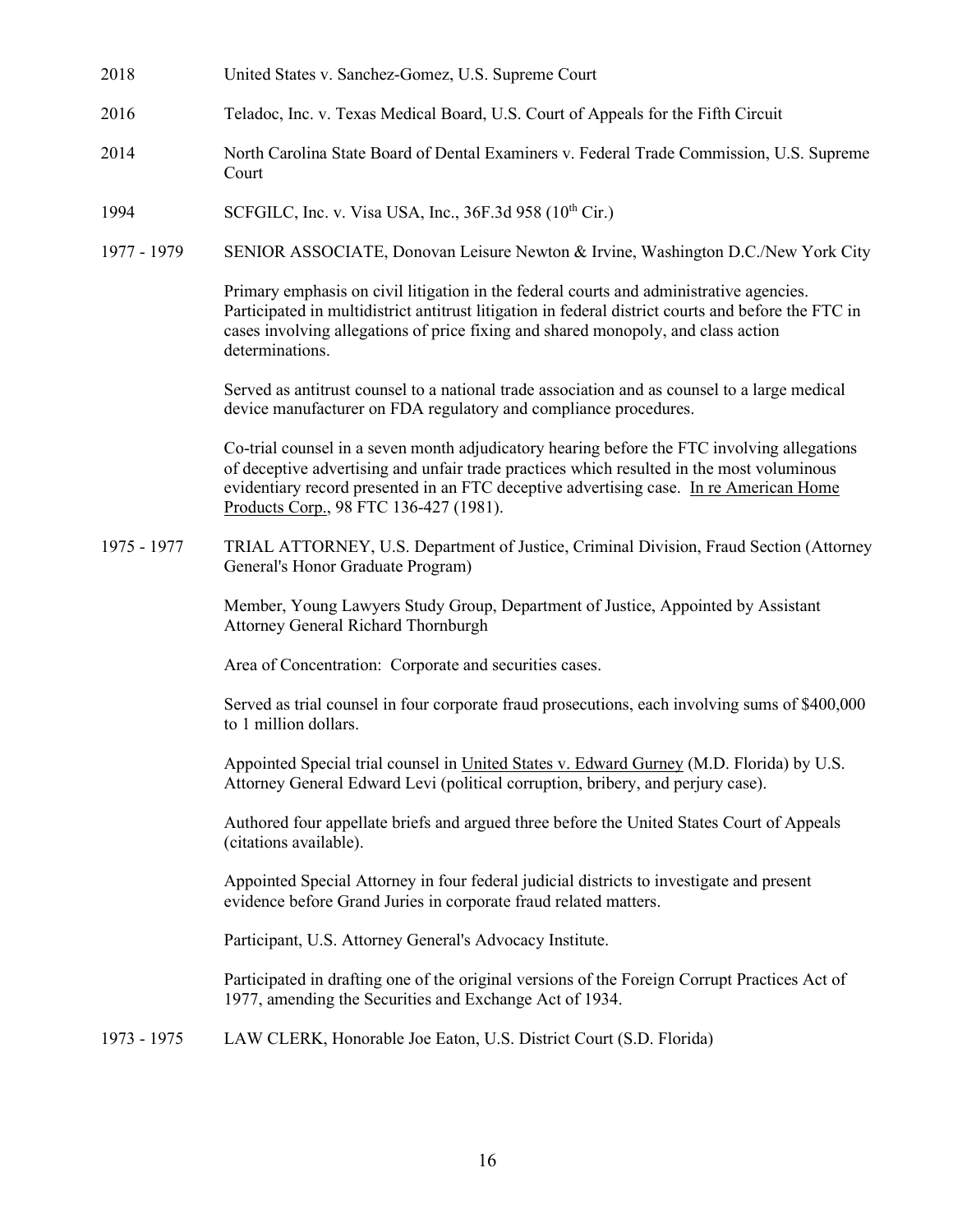2018 United States v. Sanchez-Gomez, U.S. Supreme Court

2016 Teladoc, Inc. v. Texas Medical Board, U.S. Court of Appeals for the Fifth Circuit

2014 North Carolina State Board of Dental Examiners v. Federal Trade Commission, U.S. Supreme Court

1994 SCFGILC, Inc. v. Visa USA, Inc., 36F.3d 958 (10th Cir.)

1977 - 1979 SENIOR ASSOCIATE, Donovan Leisure Newton & Irvine, Washington D.C./New York City

Primary emphasis on civil litigation in the federal courts and administrative agencies. Participated in multidistrict antitrust litigation in federal district courts and before the FTC in cases involving allegations of price fixing and shared monopoly, and class action determinations.

Served as antitrust counsel to a national trade association and as counsel to a large medical device manufacturer on FDA regulatory and compliance procedures.

Co-trial counsel in a seven month adjudicatory hearing before the FTC involving allegations of deceptive advertising and unfair trade practices which resulted in the most voluminous evidentiary record presented in an FTC deceptive advertising case. In re American Home Products Corp., 98 FTC 136-427 (1981).

1975 - 1977 TRIAL ATTORNEY, U.S. Department of Justice, Criminal Division, Fraud Section (Attorney General's Honor Graduate Program)

Member, Young Lawyers Study Group, Department of Justice, Appointed by Assistant Attorney General Richard Thornburgh

Area of Concentration: Corporate and securities cases.

Served as trial counsel in four corporate fraud prosecutions, each involving sums of $400,000 to 1 million dollars.

Appointed Special trial counsel in United States v. Edward Gurney (M.D. Florida) by U.S. Attorney General Edward Levi (political corruption, bribery, and perjury case).

Authored four appellate briefs and argued three before the United States Court of Appeals (citations available).

Appointed Special Attorney in four federal judicial districts to investigate and present evidence before Grand Juries in corporate fraud related matters.

Participant, U.S. Attorney General's Advocacy Institute.

Participated in drafting one of the original versions of the Foreign Corrupt Practices Act of 1977, amending the Securities and Exchange Act of 1934.

1973 - 1975 LAW CLERK, Honorable Joe Eaton, U.S. District Court (S.D. Florida)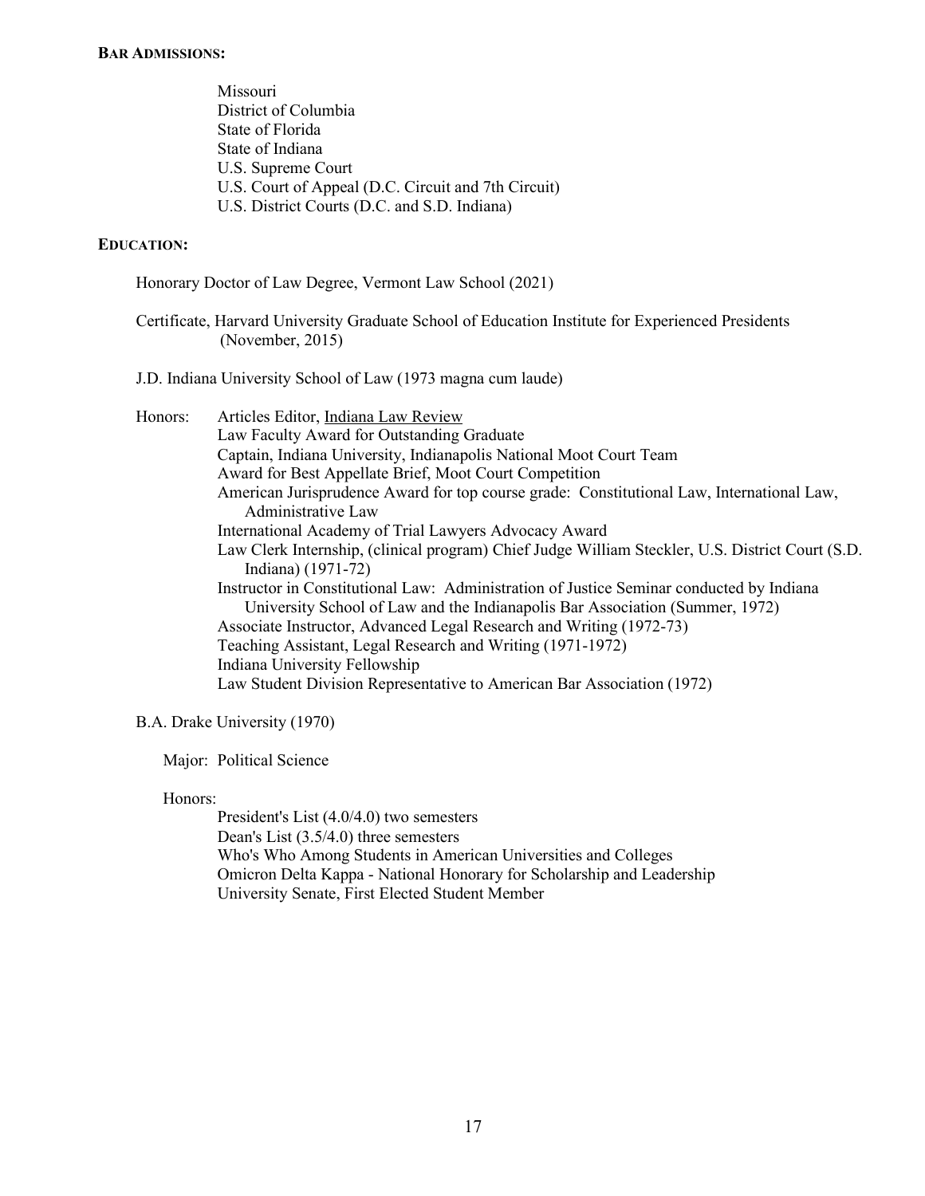**BAR ADMISSIONS:**

- Missouri
- District of Columbia
- State of Florida
- State of Indiana
- U.S. Supreme Court
- U.S. Court of Appeal (D.C. Circuit and 7th Circuit)
- U.S. District Courts (D.C. and S.D. Indiana)

**EDUCATION:**

Honorary Doctor of Law Degree, Vermont Law School (2021)

Certificate, Harvard University Graduate School of Education Institute for Experienced Presidents (November, 2015)

J.D. Indiana University School of Law (1973 magna cum laude)

Honors:

- Articles Editor, Indiana Law Review
- Law Faculty Award for Outstanding Graduate
- Captain, Indiana University, Indianapolis National Moot Court Team
- Award for Best Appellate Brief, Moot Court Competition
- American Jurisprudence Award for top course grade: Constitutional Law, International Law, Administrative Law
- International Academy of Trial Lawyers Advocacy Award
- Law Clerk Internship, (clinical program) Chief Judge William Steckler, U.S. District Court (S.D. Indiana) (1971-72)
- Instructor in Constitutional Law: Administration of Justice Seminar conducted by Indiana University School of Law and the Indianapolis Bar Association (Summer, 1972)
- Associate Instructor, Advanced Legal Research and Writing (1972-73)
- Teaching Assistant, Legal Research and Writing (1971-1972)
- Indiana University Fellowship
- Law Student Division Representative to American Bar Association (1972)

B.A. Drake University (1970)

Major: Political Science

Honors:

- President's List (4.0/4.0) two semesters
- Dean's List (3.5/4.0) three semesters
- Who's Who Among Students in American Universities and Colleges
- Omicron Delta Kappa - National Honorary for Scholarship and Leadership
- University Senate, First Elected Student Member